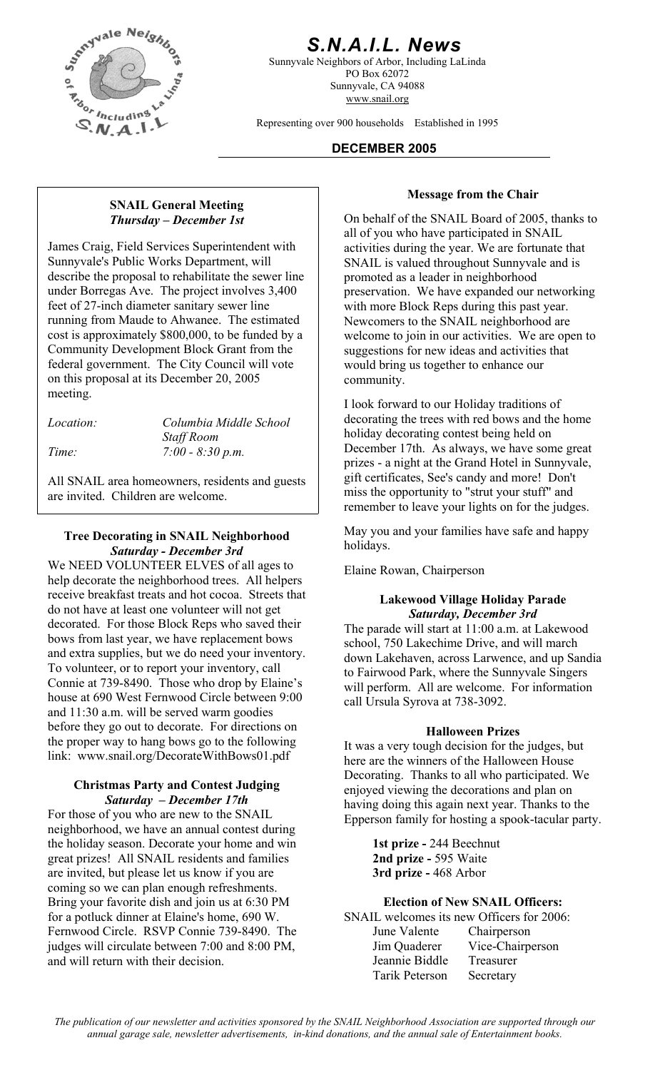# S.N.A.I.L. News

Sunnyvale Neighbors of Arbor, Including LaLinda
PO Box 62072
Sunnyvale, CA 94088
www.snail.org

Representing over 900 households Established in 1995

**DECEMBER 2005**

## SNAIL General Meeting
***Thursday – December 1st***

James Craig, Field Services Superintendent with Sunnyvale's Public Works Department, will describe the proposal to rehabilitate the sewer line under Borregas Ave. The project involves 3,400 feet of 27-inch diameter sanitary sewer line running from Maude to Ahwanee. The estimated cost is approximately $800,000, to be funded by a Community Development Block Grant from the federal government. The City Council will vote on this proposal at its December 20, 2005 meeting.

*Location:* *Columbia Middle School Staff Room*
*Time:* *7:00 - 8:30 p.m.*

All SNAIL area homeowners, residents and guests are invited. Children are welcome.

## Tree Decorating in SNAIL Neighborhood
***Saturday - December 3rd***

We NEED VOLUNTEER ELVES of all ages to help decorate the neighborhood trees. All helpers receive breakfast treats and hot cocoa. Streets that do not have at least one volunteer will not get decorated. For those Block Reps who saved their bows from last year, we have replacement bows and extra supplies, but we do need your inventory. To volunteer, or to report your inventory, call Connie at 739-8490. Those who drop by Elaine's house at 690 West Fernwood Circle between 9:00 and 11:30 a.m. will be served warm goodies before they go out to decorate. For directions on the proper way to hang bows go to the following link: www.snail.org/DecorateWithBows01.pdf

## Christmas Party and Contest Judging
***Saturday – December 17th***

For those of you who are new to the SNAIL neighborhood, we have an annual contest during the holiday season. Decorate your home and win great prizes! All SNAIL residents and families are invited, but please let us know if you are coming so we can plan enough refreshments. Bring your favorite dish and join us at 6:30 PM for a potluck dinner at Elaine's home, 690 W. Fernwood Circle. RSVP Connie 739-8490. The judges will circulate between 7:00 and 8:00 PM, and will return with their decision.

## Message from the Chair

On behalf of the SNAIL Board of 2005, thanks to all of you who have participated in SNAIL activities during the year. We are fortunate that SNAIL is valued throughout Sunnyvale and is promoted as a leader in neighborhood preservation. We have expanded our networking with more Block Reps during this past year. Newcomers to the SNAIL neighborhood are welcome to join in our activities. We are open to suggestions for new ideas and activities that would bring us together to enhance our community.

I look forward to our Holiday traditions of decorating the trees with red bows and the home holiday decorating contest being held on December 17th. As always, we have some great prizes - a night at the Grand Hotel in Sunnyvale, gift certificates, See's candy and more! Don't miss the opportunity to "strut your stuff" and remember to leave your lights on for the judges.

May you and your families have safe and happy holidays.

Elaine Rowan, Chairperson

## Lakewood Village Holiday Parade
***Saturday, December 3rd***

The parade will start at 11:00 a.m. at Lakewood school, 750 Lakechime Drive, and will march down Lakehaven, across Larwence, and up Sandia to Fairwood Park, where the Sunnyvale Singers will perform. All are welcome. For information call Ursula Syrova at 738-3092.

## Halloween Prizes

It was a very tough decision for the judges, but here are the winners of the Halloween House Decorating. Thanks to all who participated. We enjoyed viewing the decorations and plan on having doing this again next year. Thanks to the Epperson family for hosting a spook-tacular party.

**1st prize -** 244 Beechnut
**2nd prize -** 595 Waite
**3rd prize -** 468 Arbor

## Election of New SNAIL Officers:

SNAIL welcomes its new Officers for 2006:

| | |
|---|---|
| June Valente | Chairperson |
| Jim Quaderer | Vice-Chairperson |
| Jeannie Biddle | Treasurer |
| Tarik Peterson | Secretary |

*The publication of our newsletter and activities sponsored by the SNAIL Neighborhood Association are supported through our annual garage sale, newsletter advertisements, in-kind donations, and the annual sale of Entertainment books.*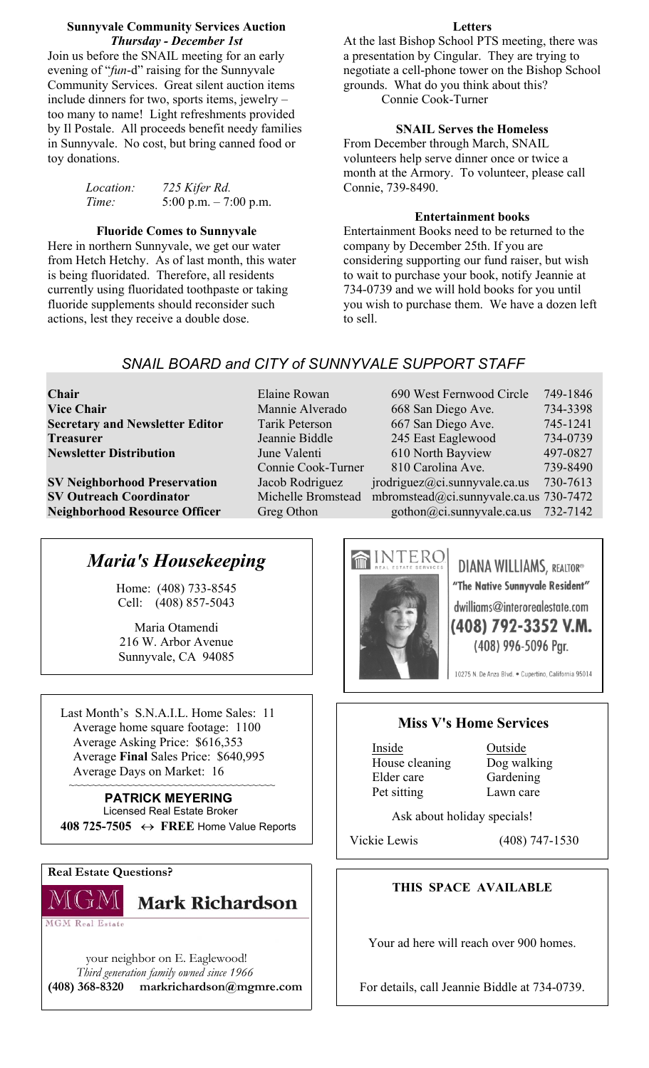### Sunnyvale Community Services Auction

***Thursday - December 1st***

Join us before the SNAIL meeting for an early evening of "*fun*-d" raising for the Sunnyvale Community Services. Great silent auction items include dinners for two, sports items, jewelry – too many to name! Light refreshments provided by Il Postale. All proceeds benefit needy families in Sunnyvale. No cost, but bring canned food or toy donations.

*Location:* *725 Kifer Rd.*
*Time:* 5:00 p.m. – 7:00 p.m.

### Fluoride Comes to Sunnyvale

Here in northern Sunnyvale, we get our water from Hetch Hetchy. As of last month, this water is being fluoridated. Therefore, all residents currently using fluoridated toothpaste or taking fluoride supplements should reconsider such actions, lest they receive a double dose.

### Letters

At the last Bishop School PTS meeting, there was a presentation by Cingular. They are trying to negotiate a cell-phone tower on the Bishop School grounds. What do you think about this?
Connie Cook-Turner

### SNAIL Serves the Homeless

From December through March, SNAIL volunteers help serve dinner once or twice a month at the Armory. To volunteer, please call Connie, 739-8490.

### Entertainment books

Entertainment Books need to be returned to the company by December 25th. If you are considering supporting our fund raiser, but wish to wait to purchase your book, notify Jeannie at 734-0739 and we will hold books for you until you wish to purchase them. We have a dozen left to sell.

## *SNAIL BOARD and CITY of SUNNYVALE SUPPORT STAFF*

| | | | |
|---|---|---|---|
| **Chair** | Elaine Rowan | 690 West Fernwood Circle | 749-1846 |
| **Vice Chair** | Mannie Alverado | 668 San Diego Ave. | 734-3398 |
| **Secretary and Newsletter Editor** | Tarik Peterson | 667 San Diego Ave. | 745-1241 |
| **Treasurer** | Jeannie Biddle | 245 East Eaglewood | 734-0739 |
| **Newsletter Distribution** | June Valenti | 610 North Bayview | 497-0827 |
| | Connie Cook-Turner | 810 Carolina Ave. | 739-8490 |
| **SV Neighborhood Preservation** | Jacob Rodriguez | jrodriguez@ci.sunnyvale.ca.us | 730-7613 |
| **SV Outreach Coordinator** | Michelle Bromstead | mbromstead@ci.sunnyvale.ca.us | 730-7472 |
| **Neighborhood Resource Officer** | Greg Othon | gothon@ci.sunnyvale.ca.us | 732-7142 |

## *Maria's Housekeeping*

Home: (408) 733-8545
Cell: (408) 857-5043

Maria Otamendi
216 W. Arbor Avenue
Sunnyvale, CA 94085

INTERO REAL ESTATE SERVICES

DIANA WILLIAMS, REALTOR®
"The Native Sunnyvale Resident"
dwilliams@interorealestate.com
(408) 792-3352 V.M.
(408) 996-5096 Pgr.
10275 N. De Anza Blvd. • Cupertino, California 95014

Last Month's S.N.A.I.L. Home Sales: 11
Average home square footage: 1100
Average Asking Price: $616,353
Average **Final** Sales Price: $640,995
Average Days on Market: 16

**PATRICK MEYERING**
Licensed Real Estate Broker
**408 725-7505** ↔ **FREE** Home Value Reports

### Miss V's Home Services

| Inside | Outside |
|---|---|
| House cleaning | Dog walking |
| Elder care | Gardening |
| Pet sitting | Lawn care |

Ask about holiday specials!

Vickie Lewis (408) 747-1530

**Real Estate Questions?**

MGM Real Estate

**Mark Richardson**

your neighbor on E. Eaglewood!
*Third generation family owned since 1966*
**(408) 368-8320 markrichardson@mgmre.com**

**THIS SPACE AVAILABLE**

Your ad here will reach over 900 homes.

For details, call Jeannie Biddle at 734-0739.